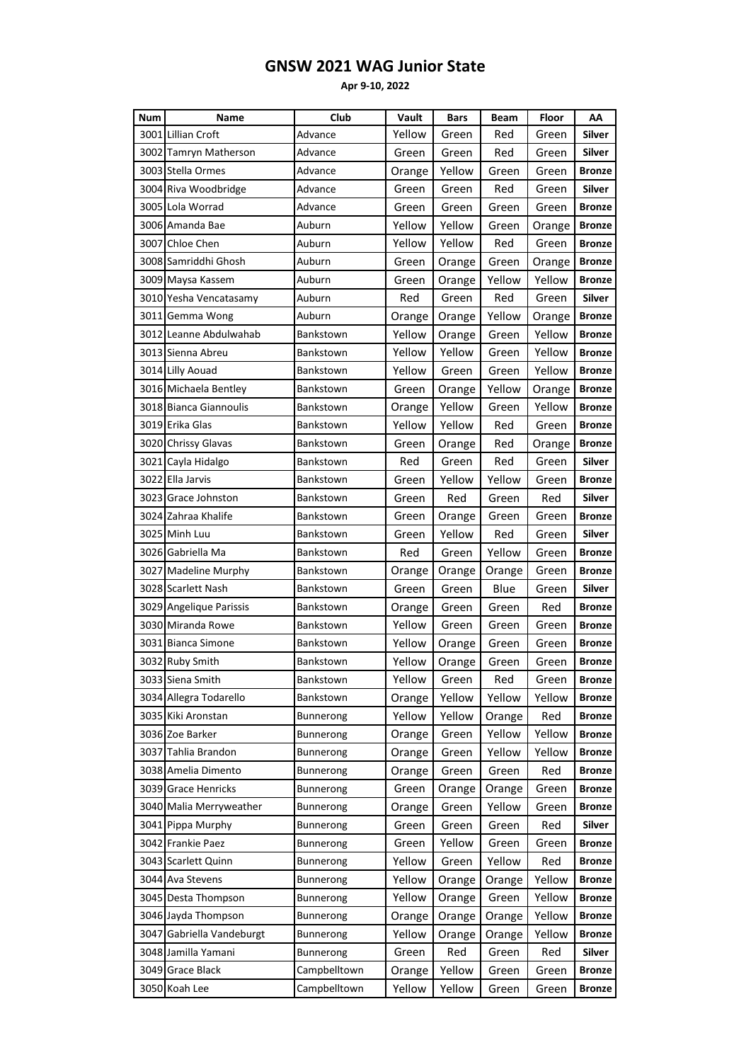# GNSW 2021 WAG Junior State

**Apr 9-10, 2022**

| Num | Name | Club | Vault | Bars | Beam | Floor | AA |
|---|---|---|---|---|---|---|---|
| 3001 | Lillian Croft | Advance | Yellow | Green | Red | Green | **Silver** |
| 3002 | Tamryn Matherson | Advance | Green | Green | Red | Green | **Silver** |
| 3003 | Stella Ormes | Advance | Orange | Yellow | Green | Green | **Bronze** |
| 3004 | Riva Woodbridge | Advance | Green | Green | Red | Green | **Silver** |
| 3005 | Lola Worrad | Advance | Green | Green | Green | Green | **Bronze** |
| 3006 | Amanda Bae | Auburn | Yellow | Yellow | Green | Orange | **Bronze** |
| 3007 | Chloe Chen | Auburn | Yellow | Yellow | Red | Green | **Bronze** |
| 3008 | Samriddhi Ghosh | Auburn | Green | Orange | Green | Orange | **Bronze** |
| 3009 | Maysa Kassem | Auburn | Green | Orange | Yellow | Yellow | **Bronze** |
| 3010 | Yesha Vencatasamy | Auburn | Red | Green | Red | Green | **Silver** |
| 3011 | Gemma Wong | Auburn | Orange | Orange | Yellow | Orange | **Bronze** |
| 3012 | Leanne Abdulwahab | Bankstown | Yellow | Orange | Green | Yellow | **Bronze** |
| 3013 | Sienna Abreu | Bankstown | Yellow | Yellow | Green | Yellow | **Bronze** |
| 3014 | Lilly Aouad | Bankstown | Yellow | Green | Green | Yellow | **Bronze** |
| 3016 | Michaela Bentley | Bankstown | Green | Orange | Yellow | Orange | **Bronze** |
| 3018 | Bianca Giannoulis | Bankstown | Orange | Yellow | Green | Yellow | **Bronze** |
| 3019 | Erika Glas | Bankstown | Yellow | Yellow | Red | Green | **Bronze** |
| 3020 | Chrissy Glavas | Bankstown | Green | Orange | Red | Orange | **Bronze** |
| 3021 | Cayla Hidalgo | Bankstown | Red | Green | Red | Green | **Silver** |
| 3022 | Ella Jarvis | Bankstown | Green | Yellow | Yellow | Green | **Bronze** |
| 3023 | Grace Johnston | Bankstown | Green | Red | Green | Red | **Silver** |
| 3024 | Zahraa Khalife | Bankstown | Green | Orange | Green | Green | **Bronze** |
| 3025 | Minh Luu | Bankstown | Green | Yellow | Red | Green | **Silver** |
| 3026 | Gabriella Ma | Bankstown | Red | Green | Yellow | Green | **Bronze** |
| 3027 | Madeline Murphy | Bankstown | Orange | Orange | Orange | Green | **Bronze** |
| 3028 | Scarlett Nash | Bankstown | Green | Green | Blue | Green | **Silver** |
| 3029 | Angelique Parissis | Bankstown | Orange | Green | Green | Red | **Bronze** |
| 3030 | Miranda Rowe | Bankstown | Yellow | Green | Green | Green | **Bronze** |
| 3031 | Bianca Simone | Bankstown | Yellow | Orange | Green | Green | **Bronze** |
| 3032 | Ruby Smith | Bankstown | Yellow | Orange | Green | Green | **Bronze** |
| 3033 | Siena Smith | Bankstown | Yellow | Green | Red | Green | **Bronze** |
| 3034 | Allegra Todarello | Bankstown | Orange | Yellow | Yellow | Yellow | **Bronze** |
| 3035 | Kiki Aronstan | Bunnerong | Yellow | Yellow | Orange | Red | **Bronze** |
| 3036 | Zoe Barker | Bunnerong | Orange | Green | Yellow | Yellow | **Bronze** |
| 3037 | Tahlia Brandon | Bunnerong | Orange | Green | Yellow | Yellow | **Bronze** |
| 3038 | Amelia Dimento | Bunnerong | Orange | Green | Green | Red | **Bronze** |
| 3039 | Grace Henricks | Bunnerong | Green | Orange | Orange | Green | **Bronze** |
| 3040 | Malia Merryweather | Bunnerong | Orange | Green | Yellow | Green | **Bronze** |
| 3041 | Pippa Murphy | Bunnerong | Green | Green | Green | Red | **Silver** |
| 3042 | Frankie Paez | Bunnerong | Green | Yellow | Green | Green | **Bronze** |
| 3043 | Scarlett Quinn | Bunnerong | Yellow | Green | Yellow | Red | **Bronze** |
| 3044 | Ava Stevens | Bunnerong | Yellow | Orange | Orange | Yellow | **Bronze** |
| 3045 | Desta Thompson | Bunnerong | Yellow | Orange | Green | Yellow | **Bronze** |
| 3046 | Jayda Thompson | Bunnerong | Orange | Orange | Orange | Yellow | **Bronze** |
| 3047 | Gabriella Vandeburgt | Bunnerong | Yellow | Orange | Orange | Yellow | **Bronze** |
| 3048 | Jamilla Yamani | Bunnerong | Green | Red | Green | Red | **Silver** |
| 3049 | Grace Black | Campbelltown | Orange | Yellow | Green | Green | **Bronze** |
| 3050 | Koah Lee | Campbelltown | Yellow | Yellow | Green | Green | **Bronze** |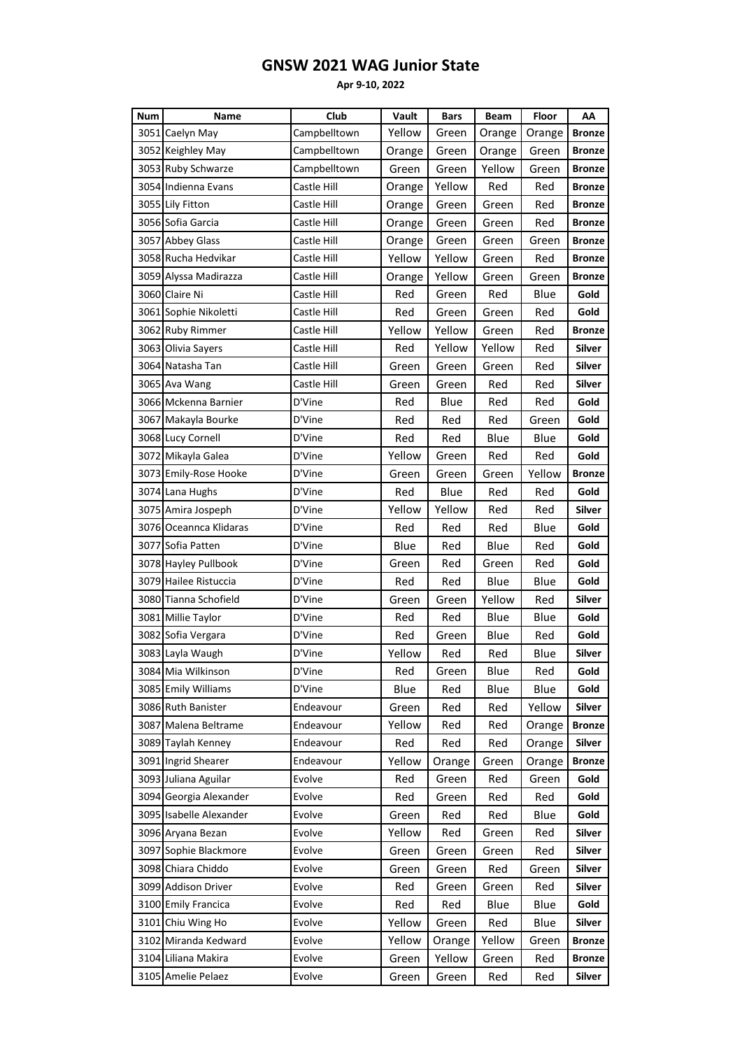# GNSW 2021 WAG Junior State

**Apr 9-10, 2022**

| Num | Name | Club | Vault | Bars | Beam | Floor | AA |
|---|---|---|---|---|---|---|---|
| 3051 | Caelyn May | Campbelltown | Yellow | Green | Orange | Orange | **Bronze** |
| 3052 | Keighley May | Campbelltown | Orange | Green | Orange | Green | **Bronze** |
| 3053 | Ruby Schwarze | Campbelltown | Green | Green | Yellow | Green | **Bronze** |
| 3054 | Indienna Evans | Castle Hill | Orange | Yellow | Red | Red | **Bronze** |
| 3055 | Lily Fitton | Castle Hill | Orange | Green | Green | Red | **Bronze** |
| 3056 | Sofia Garcia | Castle Hill | Orange | Green | Green | Red | **Bronze** |
| 3057 | Abbey Glass | Castle Hill | Orange | Green | Green | Green | **Bronze** |
| 3058 | Rucha Hedvikar | Castle Hill | Yellow | Yellow | Green | Red | **Bronze** |
| 3059 | Alyssa Madirazza | Castle Hill | Orange | Yellow | Green | Green | **Bronze** |
| 3060 | Claire Ni | Castle Hill | Red | Green | Red | Blue | **Gold** |
| 3061 | Sophie Nikoletti | Castle Hill | Red | Green | Green | Red | **Gold** |
| 3062 | Ruby Rimmer | Castle Hill | Yellow | Yellow | Green | Red | **Bronze** |
| 3063 | Olivia Sayers | Castle Hill | Red | Yellow | Yellow | Red | **Silver** |
| 3064 | Natasha Tan | Castle Hill | Green | Green | Green | Red | **Silver** |
| 3065 | Ava Wang | Castle Hill | Green | Green | Red | Red | **Silver** |
| 3066 | Mckenna Barnier | D'Vine | Red | Blue | Red | Red | **Gold** |
| 3067 | Makayla Bourke | D'Vine | Red | Red | Red | Green | **Gold** |
| 3068 | Lucy Cornell | D'Vine | Red | Red | Blue | Blue | **Gold** |
| 3072 | Mikayla Galea | D'Vine | Yellow | Green | Red | Red | **Gold** |
| 3073 | Emily-Rose Hooke | D'Vine | Green | Green | Green | Yellow | **Bronze** |
| 3074 | Lana Hughs | D'Vine | Red | Blue | Red | Red | **Gold** |
| 3075 | Amira Jospeph | D'Vine | Yellow | Yellow | Red | Red | **Silver** |
| 3076 | Oceannca Klidaras | D'Vine | Red | Red | Red | Blue | **Gold** |
| 3077 | Sofia Patten | D'Vine | Blue | Red | Blue | Red | **Gold** |
| 3078 | Hayley Pullbook | D'Vine | Green | Red | Green | Red | **Gold** |
| 3079 | Hailee Ristuccia | D'Vine | Red | Red | Blue | Blue | **Gold** |
| 3080 | Tianna Schofield | D'Vine | Green | Green | Yellow | Red | **Silver** |
| 3081 | Millie Taylor | D'Vine | Red | Red | Blue | Blue | **Gold** |
| 3082 | Sofia Vergara | D'Vine | Red | Green | Blue | Red | **Gold** |
| 3083 | Layla Waugh | D'Vine | Yellow | Red | Red | Blue | **Silver** |
| 3084 | Mia Wilkinson | D'Vine | Red | Green | Blue | Red | **Gold** |
| 3085 | Emily Williams | D'Vine | Blue | Red | Blue | Blue | **Gold** |
| 3086 | Ruth Banister | Endeavour | Green | Red | Red | Yellow | **Silver** |
| 3087 | Malena Beltrame | Endeavour | Yellow | Red | Red | Orange | **Bronze** |
| 3089 | Taylah Kenney | Endeavour | Red | Red | Red | Orange | **Silver** |
| 3091 | Ingrid Shearer | Endeavour | Yellow | Orange | Green | Orange | **Bronze** |
| 3093 | Juliana Aguilar | Evolve | Red | Green | Red | Green | **Gold** |
| 3094 | Georgia Alexander | Evolve | Red | Green | Red | Red | **Gold** |
| 3095 | Isabelle Alexander | Evolve | Green | Red | Red | Blue | **Gold** |
| 3096 | Aryana Bezan | Evolve | Yellow | Red | Green | Red | **Silver** |
| 3097 | Sophie Blackmore | Evolve | Green | Green | Green | Red | **Silver** |
| 3098 | Chiara Chiddo | Evolve | Green | Green | Red | Green | **Silver** |
| 3099 | Addison Driver | Evolve | Red | Green | Green | Red | **Silver** |
| 3100 | Emily Francica | Evolve | Red | Red | Blue | Blue | **Gold** |
| 3101 | Chiu Wing Ho | Evolve | Yellow | Green | Red | Blue | **Silver** |
| 3102 | Miranda Kedward | Evolve | Yellow | Orange | Yellow | Green | **Bronze** |
| 3104 | Liliana Makira | Evolve | Green | Yellow | Green | Red | **Bronze** |
| 3105 | Amelie Pelaez | Evolve | Green | Green | Red | Red | **Silver** |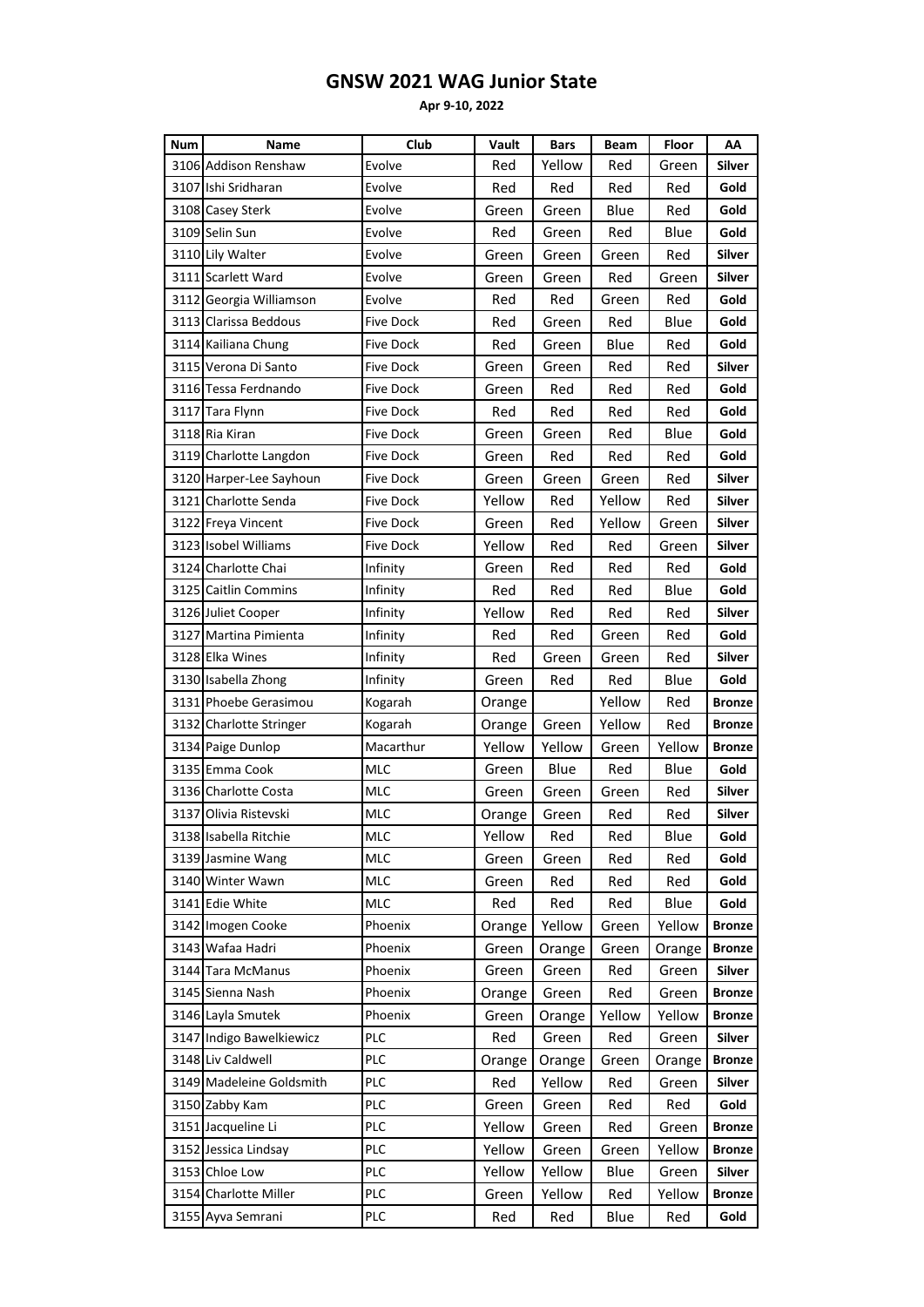# GNSW 2021 WAG Junior State

**Apr 9-10, 2022**

| Num | Name | Club | Vault | Bars | Beam | Floor | AA |
|---|---|---|---|---|---|---|---|
| 3106 | Addison Renshaw | Evolve | Red | Yellow | Red | Green | **Silver** |
| 3107 | Ishi Sridharan | Evolve | Red | Red | Red | Red | **Gold** |
| 3108 | Casey Sterk | Evolve | Green | Green | Blue | Red | **Gold** |
| 3109 | Selin Sun | Evolve | Red | Green | Red | Blue | **Gold** |
| 3110 | Lily Walter | Evolve | Green | Green | Green | Red | **Silver** |
| 3111 | Scarlett Ward | Evolve | Green | Green | Red | Green | **Silver** |
| 3112 | Georgia Williamson | Evolve | Red | Red | Green | Red | **Gold** |
| 3113 | Clarissa Beddous | Five Dock | Red | Green | Red | Blue | **Gold** |
| 3114 | Kailiana Chung | Five Dock | Red | Green | Blue | Red | **Gold** |
| 3115 | Verona Di Santo | Five Dock | Green | Green | Red | Red | **Silver** |
| 3116 | Tessa Ferdnando | Five Dock | Green | Red | Red | Red | **Gold** |
| 3117 | Tara Flynn | Five Dock | Red | Red | Red | Red | **Gold** |
| 3118 | Ria Kiran | Five Dock | Green | Green | Red | Blue | **Gold** |
| 3119 | Charlotte Langdon | Five Dock | Green | Red | Red | Red | **Gold** |
| 3120 | Harper-Lee Sayhoun | Five Dock | Green | Green | Green | Red | **Silver** |
| 3121 | Charlotte Senda | Five Dock | Yellow | Red | Yellow | Red | **Silver** |
| 3122 | Freya Vincent | Five Dock | Green | Red | Yellow | Green | **Silver** |
| 3123 | Isobel Williams | Five Dock | Yellow | Red | Red | Green | **Silver** |
| 3124 | Charlotte Chai | Infinity | Green | Red | Red | Red | **Gold** |
| 3125 | Caitlin Commins | Infinity | Red | Red | Red | Blue | **Gold** |
| 3126 | Juliet Cooper | Infinity | Yellow | Red | Red | Red | **Silver** |
| 3127 | Martina Pimienta | Infinity | Red | Red | Green | Red | **Gold** |
| 3128 | Elka Wines | Infinity | Red | Green | Green | Red | **Silver** |
| 3130 | Isabella Zhong | Infinity | Green | Red | Red | Blue | **Gold** |
| 3131 | Phoebe Gerasimou | Kogarah | Orange | | Yellow | Red | **Bronze** |
| 3132 | Charlotte Stringer | Kogarah | Orange | Green | Yellow | Red | **Bronze** |
| 3134 | Paige Dunlop | Macarthur | Yellow | Yellow | Green | Yellow | **Bronze** |
| 3135 | Emma Cook | MLC | Green | Blue | Red | Blue | **Gold** |
| 3136 | Charlotte Costa | MLC | Green | Green | Green | Red | **Silver** |
| 3137 | Olivia Ristevski | MLC | Orange | Green | Red | Red | **Silver** |
| 3138 | Isabella Ritchie | MLC | Yellow | Red | Red | Blue | **Gold** |
| 3139 | Jasmine Wang | MLC | Green | Green | Red | Red | **Gold** |
| 3140 | Winter Wawn | MLC | Green | Red | Red | Red | **Gold** |
| 3141 | Edie White | MLC | Red | Red | Red | Blue | **Gold** |
| 3142 | Imogen Cooke | Phoenix | Orange | Yellow | Green | Yellow | **Bronze** |
| 3143 | Wafaa Hadri | Phoenix | Green | Orange | Green | Orange | **Bronze** |
| 3144 | Tara McManus | Phoenix | Green | Green | Red | Green | **Silver** |
| 3145 | Sienna Nash | Phoenix | Orange | Green | Red | Green | **Bronze** |
| 3146 | Layla Smutek | Phoenix | Green | Orange | Yellow | Yellow | **Bronze** |
| 3147 | Indigo Bawelkiewicz | PLC | Red | Green | Red | Green | **Silver** |
| 3148 | Liv Caldwell | PLC | Orange | Orange | Green | Orange | **Bronze** |
| 3149 | Madeleine Goldsmith | PLC | Red | Yellow | Red | Green | **Silver** |
| 3150 | Zabby Kam | PLC | Green | Green | Red | Red | **Gold** |
| 3151 | Jacqueline Li | PLC | Yellow | Green | Red | Green | **Bronze** |
| 3152 | Jessica Lindsay | PLC | Yellow | Green | Green | Yellow | **Bronze** |
| 3153 | Chloe Low | PLC | Yellow | Yellow | Blue | Green | **Silver** |
| 3154 | Charlotte Miller | PLC | Green | Yellow | Red | Yellow | **Bronze** |
| 3155 | Ayva Semrani | PLC | Red | Red | Blue | Red | **Gold** |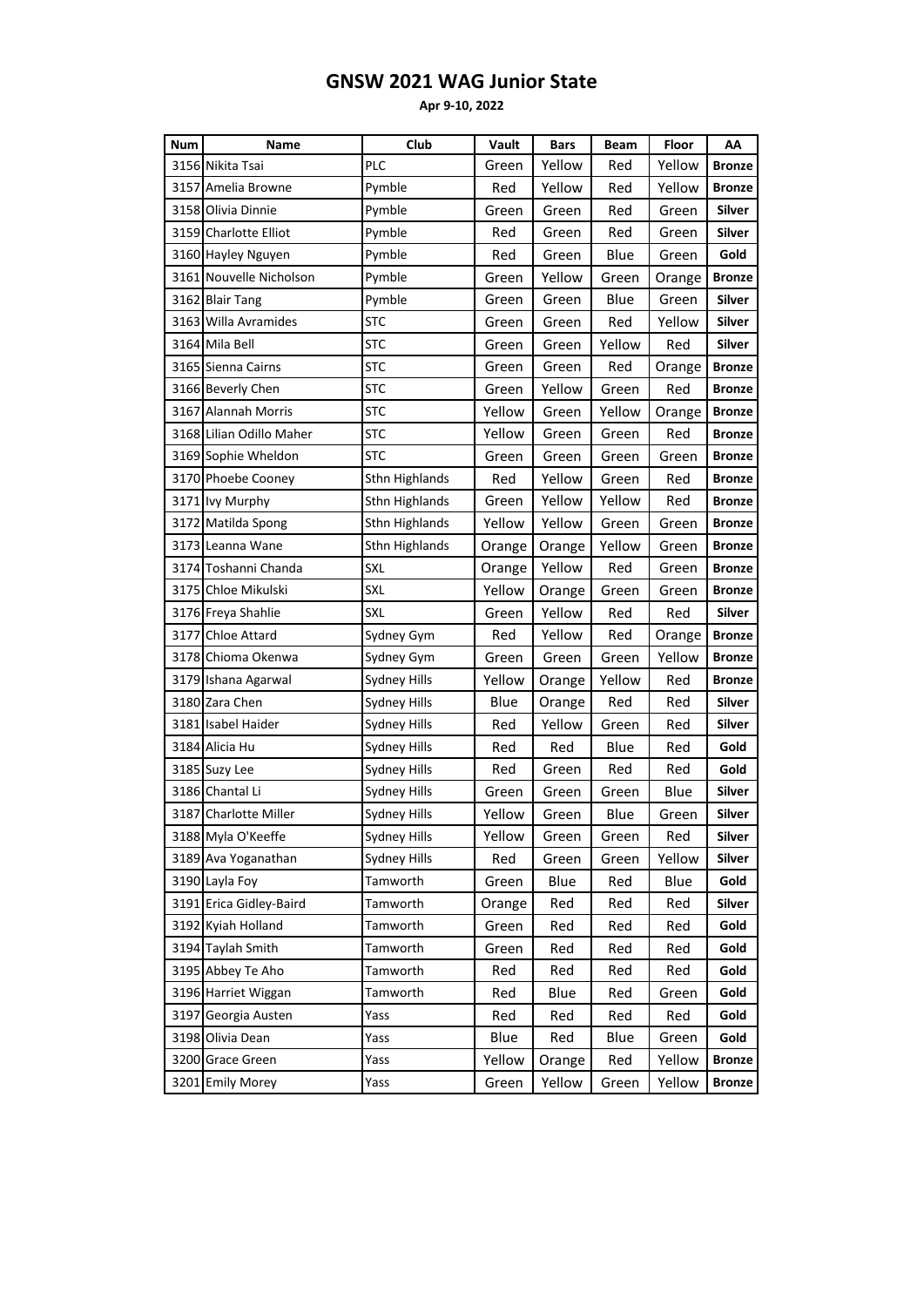# GNSW 2021 WAG Junior State

**Apr 9-10, 2022**

| Num | Name | Club | Vault | Bars | Beam | Floor | AA |
|---|---|---|---|---|---|---|---|
| 3156 | Nikita Tsai | PLC | Green | Yellow | Red | Yellow | **Bronze** |
| 3157 | Amelia Browne | Pymble | Red | Yellow | Red | Yellow | **Bronze** |
| 3158 | Olivia Dinnie | Pymble | Green | Green | Red | Green | **Silver** |
| 3159 | Charlotte Elliot | Pymble | Red | Green | Red | Green | **Silver** |
| 3160 | Hayley Nguyen | Pymble | Red | Green | Blue | Green | **Gold** |
| 3161 | Nouvelle Nicholson | Pymble | Green | Yellow | Green | Orange | **Bronze** |
| 3162 | Blair Tang | Pymble | Green | Green | Blue | Green | **Silver** |
| 3163 | Willa Avramides | STC | Green | Green | Red | Yellow | **Silver** |
| 3164 | Mila Bell | STC | Green | Green | Yellow | Red | **Silver** |
| 3165 | Sienna Cairns | STC | Green | Green | Red | Orange | **Bronze** |
| 3166 | Beverly Chen | STC | Green | Yellow | Green | Red | **Bronze** |
| 3167 | Alannah Morris | STC | Yellow | Green | Yellow | Orange | **Bronze** |
| 3168 | Lilian Odillo Maher | STC | Yellow | Green | Green | Red | **Bronze** |
| 3169 | Sophie Wheldon | STC | Green | Green | Green | Green | **Bronze** |
| 3170 | Phoebe Cooney | Sthn Highlands | Red | Yellow | Green | Red | **Bronze** |
| 3171 | Ivy Murphy | Sthn Highlands | Green | Yellow | Yellow | Red | **Bronze** |
| 3172 | Matilda Spong | Sthn Highlands | Yellow | Yellow | Green | Green | **Bronze** |
| 3173 | Leanna Wane | Sthn Highlands | Orange | Orange | Yellow | Green | **Bronze** |
| 3174 | Toshanni Chanda | SXL | Orange | Yellow | Red | Green | **Bronze** |
| 3175 | Chloe Mikulski | SXL | Yellow | Orange | Green | Green | **Bronze** |
| 3176 | Freya Shahlie | SXL | Green | Yellow | Red | Red | **Silver** |
| 3177 | Chloe Attard | Sydney Gym | Red | Yellow | Red | Orange | **Bronze** |
| 3178 | Chioma Okenwa | Sydney Gym | Green | Green | Green | Yellow | **Bronze** |
| 3179 | Ishana Agarwal | Sydney Hills | Yellow | Orange | Yellow | Red | **Bronze** |
| 3180 | Zara Chen | Sydney Hills | Blue | Orange | Red | Red | **Silver** |
| 3181 | Isabel Haider | Sydney Hills | Red | Yellow | Green | Red | **Silver** |
| 3184 | Alicia Hu | Sydney Hills | Red | Red | Blue | Red | **Gold** |
| 3185 | Suzy Lee | Sydney Hills | Red | Green | Red | Red | **Gold** |
| 3186 | Chantal Li | Sydney Hills | Green | Green | Green | Blue | **Silver** |
| 3187 | Charlotte Miller | Sydney Hills | Yellow | Green | Blue | Green | **Silver** |
| 3188 | Myla O'Keeffe | Sydney Hills | Yellow | Green | Green | Red | **Silver** |
| 3189 | Ava Yoganathan | Sydney Hills | Red | Green | Green | Yellow | **Silver** |
| 3190 | Layla Foy | Tamworth | Green | Blue | Red | Blue | **Gold** |
| 3191 | Erica Gidley-Baird | Tamworth | Orange | Red | Red | Red | **Silver** |
| 3192 | Kyiah Holland | Tamworth | Green | Red | Red | Red | **Gold** |
| 3194 | Taylah Smith | Tamworth | Green | Red | Red | Red | **Gold** |
| 3195 | Abbey Te Aho | Tamworth | Red | Red | Red | Red | **Gold** |
| 3196 | Harriet Wiggan | Tamworth | Red | Blue | Red | Green | **Gold** |
| 3197 | Georgia Austen | Yass | Red | Red | Red | Red | **Gold** |
| 3198 | Olivia Dean | Yass | Blue | Red | Blue | Green | **Gold** |
| 3200 | Grace Green | Yass | Yellow | Orange | Red | Yellow | **Bronze** |
| 3201 | Emily Morey | Yass | Green | Yellow | Green | Yellow | **Bronze** |